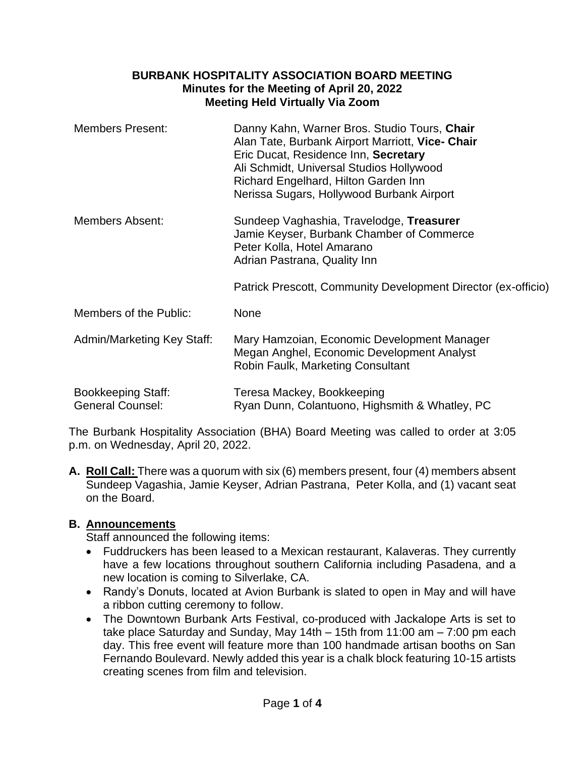**BURBANK HOSPITALITY ASSOCIATION BOARD MEETING**
**Minutes for the Meeting of April 20, 2022**
**Meeting Held Virtually Via Zoom**

| | |
|---|---|
| Members Present: | Danny Kahn, Warner Bros. Studio Tours, **Chair**<br>Alan Tate, Burbank Airport Marriott, **Vice- Chair**<br>Eric Ducat, Residence Inn, **Secretary**<br>Ali Schmidt, Universal Studios Hollywood<br>Richard Engelhard, Hilton Garden Inn<br>Nerissa Sugars, Hollywood Burbank Airport |
| Members Absent: | Sundeep Vaghashia, Travelodge, **Treasurer**<br>Jamie Keyser, Burbank Chamber of Commerce<br>Peter Kolla, Hotel Amarano<br>Adrian Pastrana, Quality Inn |
| | Patrick Prescott, Community Development Director (ex-officio) |
| Members of the Public: | None |
| Admin/Marketing Key Staff: | Mary Hamzoian, Economic Development Manager<br>Megan Anghel, Economic Development Analyst<br>Robin Faulk, Marketing Consultant |
| Bookkeeping Staff: | Teresa Mackey, Bookkeeping |
| General Counsel: | Ryan Dunn, Colantuono, Highsmith & Whatley, PC |

The Burbank Hospitality Association (BHA) Board Meeting was called to order at 3:05 p.m. on Wednesday, April 20, 2022.

**A. Roll Call:** There was a quorum with six (6) members present, four (4) members absent Sundeep Vagashia, Jamie Keyser, Adrian Pastrana, Peter Kolla, and (1) vacant seat on the Board.

**B. Announcements**

Staff announced the following items:

- Fuddruckers has been leased to a Mexican restaurant, Kalaveras. They currently have a few locations throughout southern California including Pasadena, and a new location is coming to Silverlake, CA.
- Randy's Donuts, located at Avion Burbank is slated to open in May and will have a ribbon cutting ceremony to follow.
- The Downtown Burbank Arts Festival, co-produced with Jackalope Arts is set to take place Saturday and Sunday, May 14th – 15th from 11:00 am – 7:00 pm each day. This free event will feature more than 100 handmade artisan booths on San Fernando Boulevard. Newly added this year is a chalk block featuring 10-15 artists creating scenes from film and television.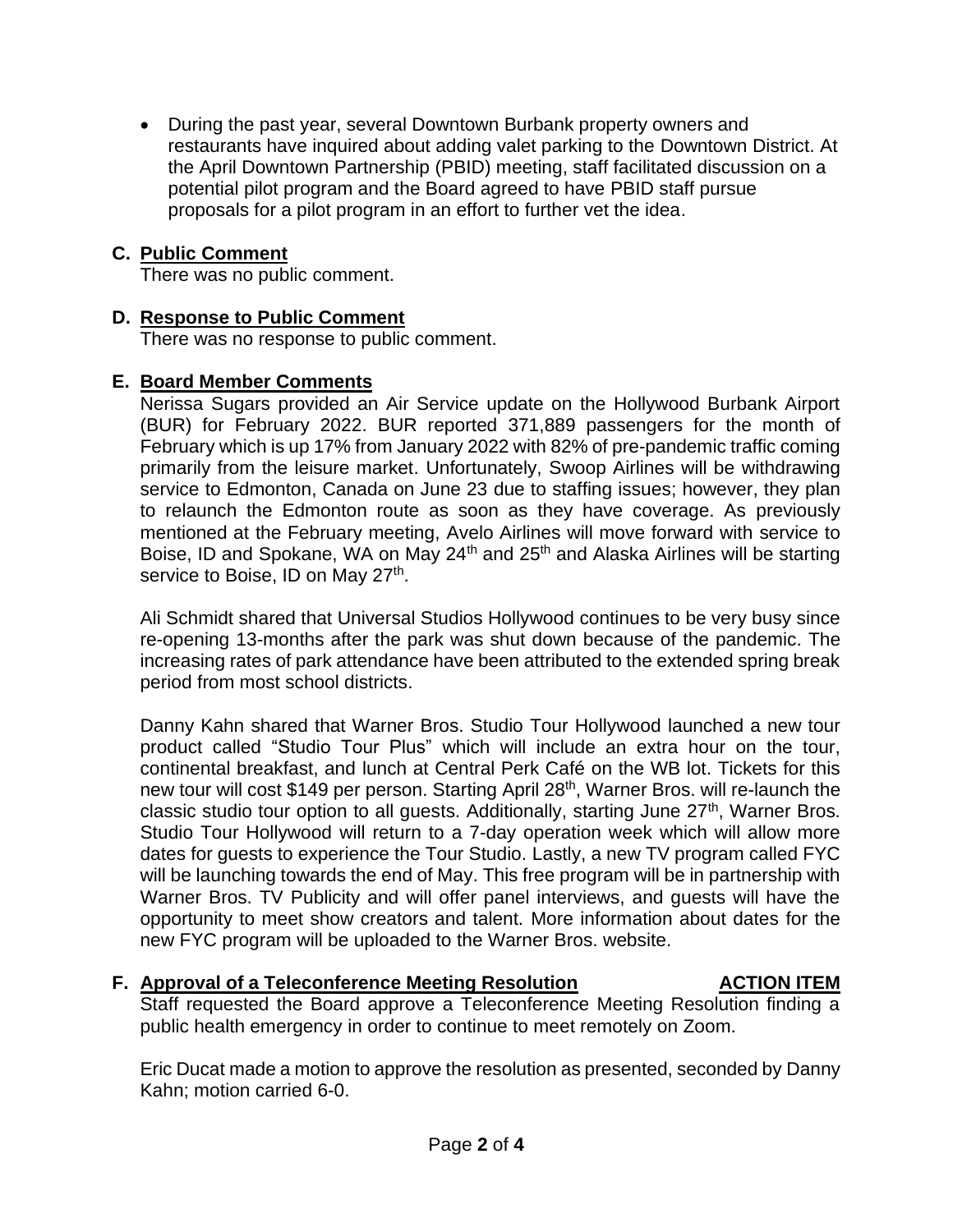- During the past year, several Downtown Burbank property owners and restaurants have inquired about adding valet parking to the Downtown District. At the April Downtown Partnership (PBID) meeting, staff facilitated discussion on a potential pilot program and the Board agreed to have PBID staff pursue proposals for a pilot program in an effort to further vet the idea.

**C. Public Comment**

There was no public comment.

**D. Response to Public Comment**

There was no response to public comment.

**E. Board Member Comments**

Nerissa Sugars provided an Air Service update on the Hollywood Burbank Airport (BUR) for February 2022. BUR reported 371,889 passengers for the month of February which is up 17% from January 2022 with 82% of pre-pandemic traffic coming primarily from the leisure market. Unfortunately, Swoop Airlines will be withdrawing service to Edmonton, Canada on June 23 due to staffing issues; however, they plan to relaunch the Edmonton route as soon as they have coverage. As previously mentioned at the February meeting, Avelo Airlines will move forward with service to Boise, ID and Spokane, WA on May 24th and 25th and Alaska Airlines will be starting service to Boise, ID on May 27th.

Ali Schmidt shared that Universal Studios Hollywood continues to be very busy since re-opening 13-months after the park was shut down because of the pandemic. The increasing rates of park attendance have been attributed to the extended spring break period from most school districts.

Danny Kahn shared that Warner Bros. Studio Tour Hollywood launched a new tour product called "Studio Tour Plus" which will include an extra hour on the tour, continental breakfast, and lunch at Central Perk Café on the WB lot. Tickets for this new tour will cost $149 per person. Starting April 28th, Warner Bros. will re-launch the classic studio tour option to all guests. Additionally, starting June 27th, Warner Bros. Studio Tour Hollywood will return to a 7-day operation week which will allow more dates for guests to experience the Tour Studio. Lastly, a new TV program called FYC will be launching towards the end of May. This free program will be in partnership with Warner Bros. TV Publicity and will offer panel interviews, and guests will have the opportunity to meet show creators and talent. More information about dates for the new FYC program will be uploaded to the Warner Bros. website.

**F. Approval of a Teleconference Meeting Resolution** **ACTION ITEM**

Staff requested the Board approve a Teleconference Meeting Resolution finding a public health emergency in order to continue to meet remotely on Zoom.

Eric Ducat made a motion to approve the resolution as presented, seconded by Danny Kahn; motion carried 6-0.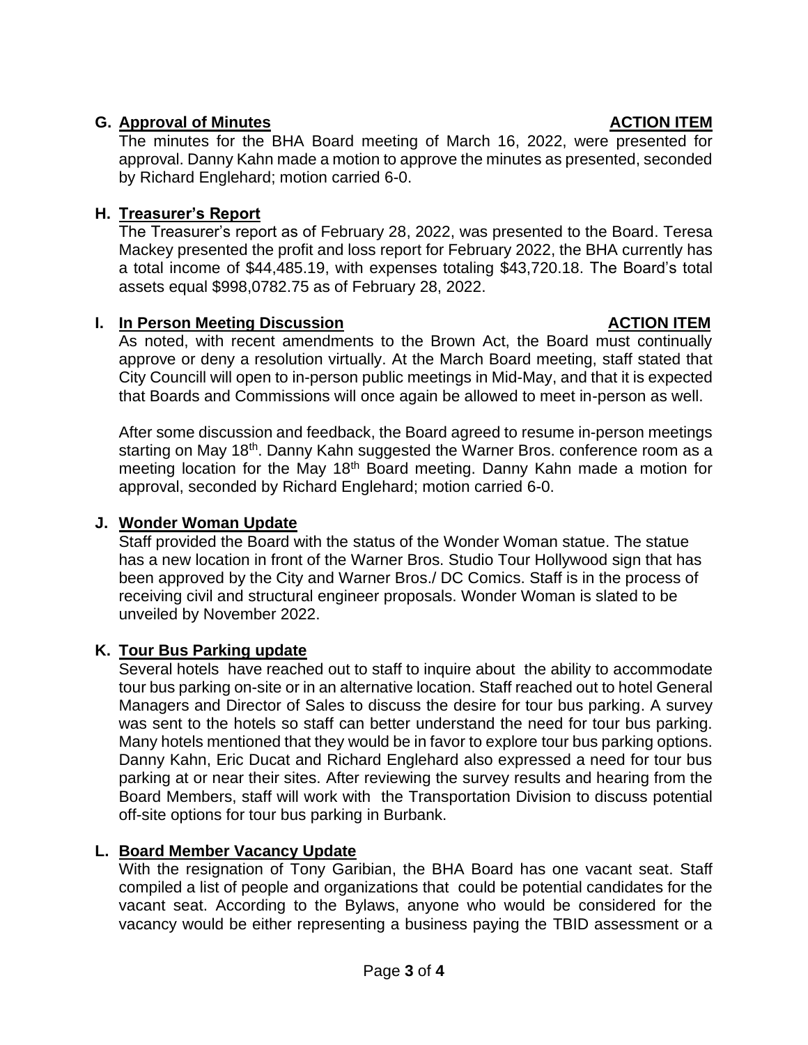**G. Approval of Minutes** **ACTION ITEM**

The minutes for the BHA Board meeting of March 16, 2022, were presented for approval. Danny Kahn made a motion to approve the minutes as presented, seconded by Richard Englehard; motion carried 6-0.

**H. Treasurer's Report**

The Treasurer's report as of February 28, 2022, was presented to the Board. Teresa Mackey presented the profit and loss report for February 2022, the BHA currently has a total income of $44,485.19, with expenses totaling $43,720.18. The Board's total assets equal $998,0782.75 as of February 28, 2022.

**I. In Person Meeting Discussion** **ACTION ITEM**

As noted, with recent amendments to the Brown Act, the Board must continually approve or deny a resolution virtually. At the March Board meeting, staff stated that City Councill will open to in-person public meetings in Mid-May, and that it is expected that Boards and Commissions will once again be allowed to meet in-person as well.

After some discussion and feedback, the Board agreed to resume in-person meetings starting on May 18th. Danny Kahn suggested the Warner Bros. conference room as a meeting location for the May 18th Board meeting. Danny Kahn made a motion for approval, seconded by Richard Englehard; motion carried 6-0.

**J. Wonder Woman Update**

Staff provided the Board with the status of the Wonder Woman statue. The statue has a new location in front of the Warner Bros. Studio Tour Hollywood sign that has been approved by the City and Warner Bros./ DC Comics. Staff is in the process of receiving civil and structural engineer proposals. Wonder Woman is slated to be unveiled by November 2022.

**K. Tour Bus Parking update**

Several hotels have reached out to staff to inquire about the ability to accommodate tour bus parking on-site or in an alternative location. Staff reached out to hotel General Managers and Director of Sales to discuss the desire for tour bus parking. A survey was sent to the hotels so staff can better understand the need for tour bus parking. Many hotels mentioned that they would be in favor to explore tour bus parking options. Danny Kahn, Eric Ducat and Richard Englehard also expressed a need for tour bus parking at or near their sites. After reviewing the survey results and hearing from the Board Members, staff will work with the Transportation Division to discuss potential off-site options for tour bus parking in Burbank.

**L. Board Member Vacancy Update**

With the resignation of Tony Garibian, the BHA Board has one vacant seat. Staff compiled a list of people and organizations that could be potential candidates for the vacant seat. According to the Bylaws, anyone who would be considered for the vacancy would be either representing a business paying the TBID assessment or a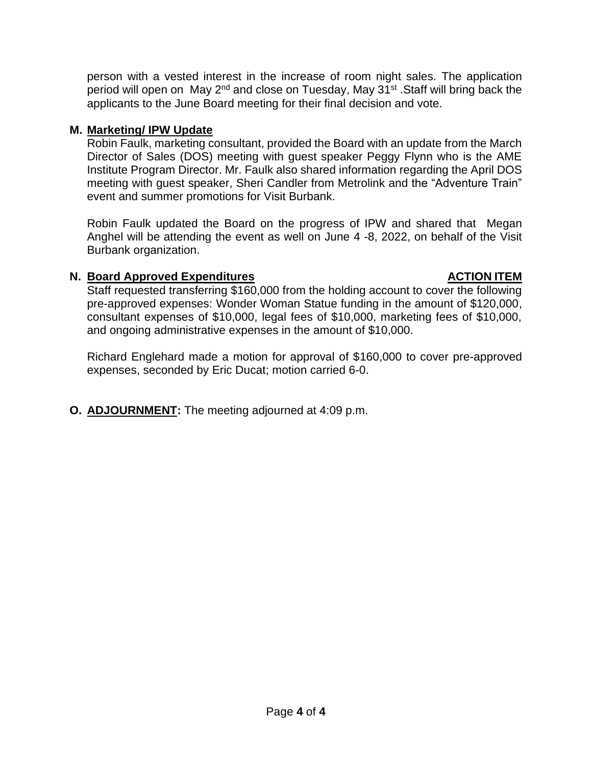person with a vested interest in the increase of room night sales. The application period will open on May 2nd and close on Tuesday, May 31st .Staff will bring back the applicants to the June Board meeting for their final decision and vote.

**M. Marketing/ IPW Update**

Robin Faulk, marketing consultant, provided the Board with an update from the March Director of Sales (DOS) meeting with guest speaker Peggy Flynn who is the AME Institute Program Director. Mr. Faulk also shared information regarding the April DOS meeting with guest speaker, Sheri Candler from Metrolink and the "Adventure Train" event and summer promotions for Visit Burbank.

Robin Faulk updated the Board on the progress of IPW and shared that Megan Anghel will be attending the event as well on June 4 -8, 2022, on behalf of the Visit Burbank organization.

**N. Board Approved Expenditures** **ACTION ITEM**

Staff requested transferring $160,000 from the holding account to cover the following pre-approved expenses: Wonder Woman Statue funding in the amount of $120,000, consultant expenses of $10,000, legal fees of $10,000, marketing fees of $10,000, and ongoing administrative expenses in the amount of $10,000.

Richard Englehard made a motion for approval of $160,000 to cover pre-approved expenses, seconded by Eric Ducat; motion carried 6-0.

**O. ADJOURNMENT:** The meeting adjourned at 4:09 p.m.